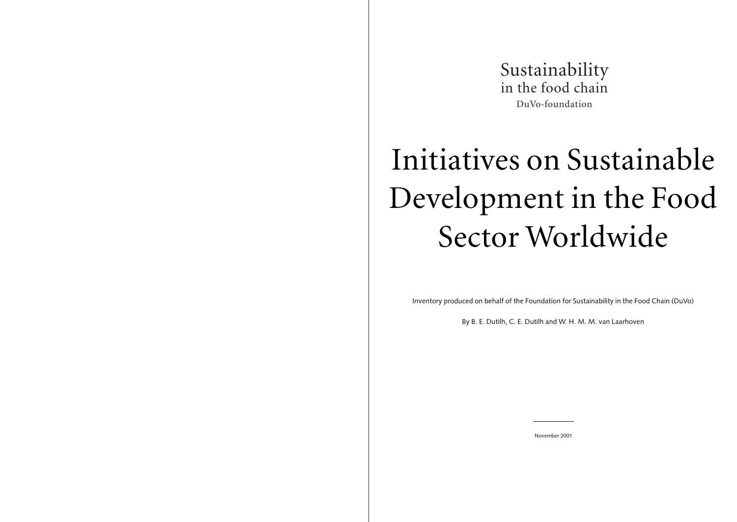Sustainability
in the food chain
**DuVo-foundation**

# Initiatives on Sustainable Development in the Food Sector Worldwide

Inventory produced on behalf of the Foundation for Sustainability in the Food Chain (DuVo)

By B. E. Dutilh, C. E. Dutilh and W. H. M. M. van Laarhoven

November 2001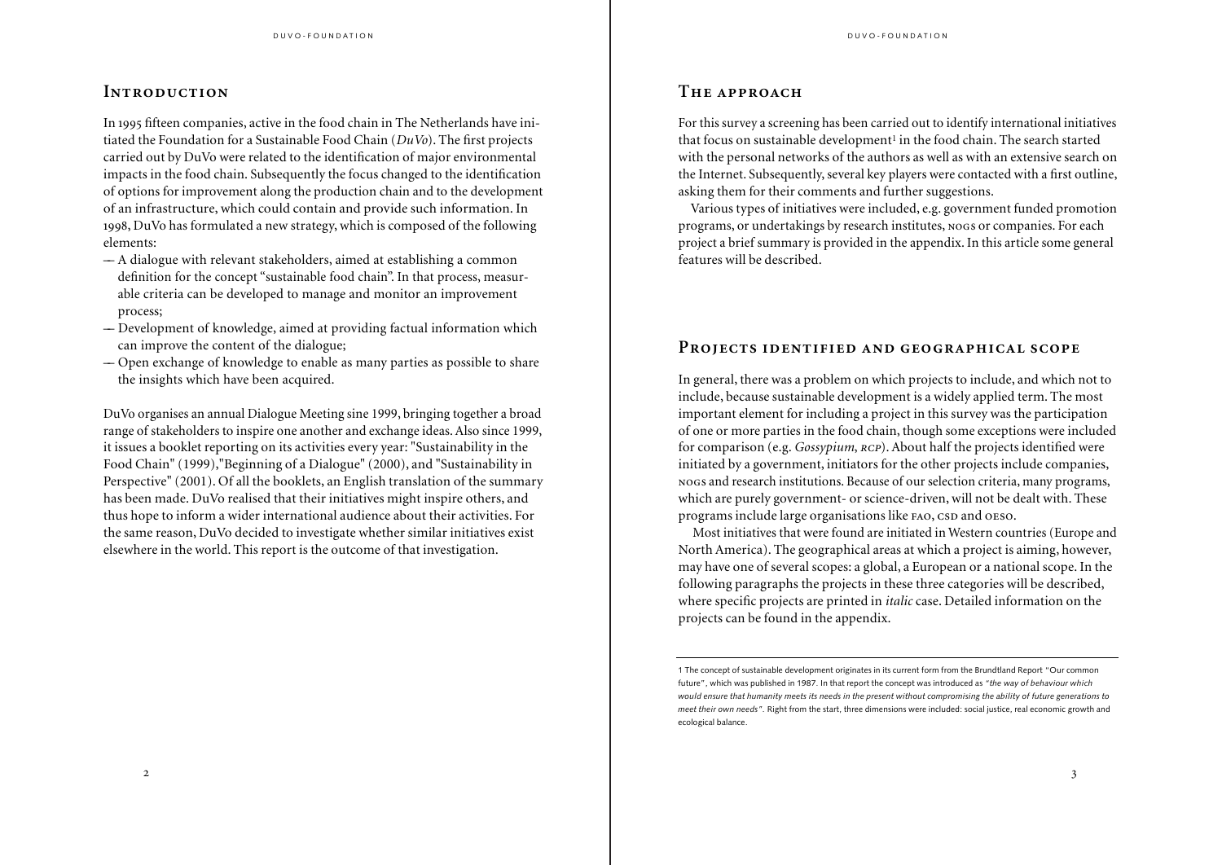## Introduction

In 1995 fifteen companies, active in the food chain in The Netherlands have initiated the Foundation for a Sustainable Food Chain (*DuVo*). The first projects carried out by DuVo were related to the identification of major environmental impacts in the food chain. Subsequently the focus changed to the identification of options for improvement along the production chain and to the development of an infrastructure, which could contain and provide such information. In 1998, DuVo has formulated a new strategy, which is composed of the following elements:

- A dialogue with relevant stakeholders, aimed at establishing a common definition for the concept "sustainable food chain". In that process, measurable criteria can be developed to manage and monitor an improvement process;
- Development of knowledge, aimed at providing factual information which can improve the content of the dialogue;
- Open exchange of knowledge to enable as many parties as possible to share the insights which have been acquired.

DuVo organises an annual Dialogue Meeting sine 1999, bringing together a broad range of stakeholders to inspire one another and exchange ideas. Also since 1999, it issues a booklet reporting on its activities every year: "Sustainability in the Food Chain" (1999),"Beginning of a Dialogue" (2000), and "Sustainability in Perspective" (2001). Of all the booklets, an English translation of the summary has been made. DuVo realised that their initiatives might inspire others, and thus hope to inform a wider international audience about their activities. For the same reason, DuVo decided to investigate whether similar initiatives exist elsewhere in the world. This report is the outcome of that investigation.

## The approach

For this survey a screening has been carried out to identify international initiatives that focus on sustainable development[1] in the food chain. The search started with the personal networks of the authors as well as with an extensive search on the Internet. Subsequently, several key players were contacted with a first outline, asking them for their comments and further suggestions.

Various types of initiatives were included, e.g. government funded promotion programs, or undertakings by research institutes, NOGs or companies. For each project a brief summary is provided in the appendix. In this article some general features will be described.

## Projects identified and geographical scope

In general, there was a problem on which projects to include, and which not to include, because sustainable development is a widely applied term. The most important element for including a project in this survey was the participation of one or more parties in the food chain, though some exceptions were included for comparison (e.g. *Gossypium, RCP*). About half the projects identified were initiated by a government, initiators for the other projects include companies, NOGs and research institutions. Because of our selection criteria, many programs, which are purely government- or science-driven, will not be dealt with. These programs include large organisations like FAO, CSD and OESO.

Most initiatives that were found are initiated in Western countries (Europe and North America). The geographical areas at which a project is aiming, however, may have one of several scopes: a global, a European or a national scope. In the following paragraphs the projects in these three categories will be described, where specific projects are printed in *italic* case. Detailed information on the projects can be found in the appendix.

---

1 The concept of sustainable development originates in its current form from the Brundtland Report "Our common future", which was published in 1987. In that report the concept was introduced as *"the way of behaviour which would ensure that humanity meets its needs in the present without compromising the ability of future generations to meet their own needs"*. Right from the start, three dimensions were included: social justice, real economic growth and ecological balance.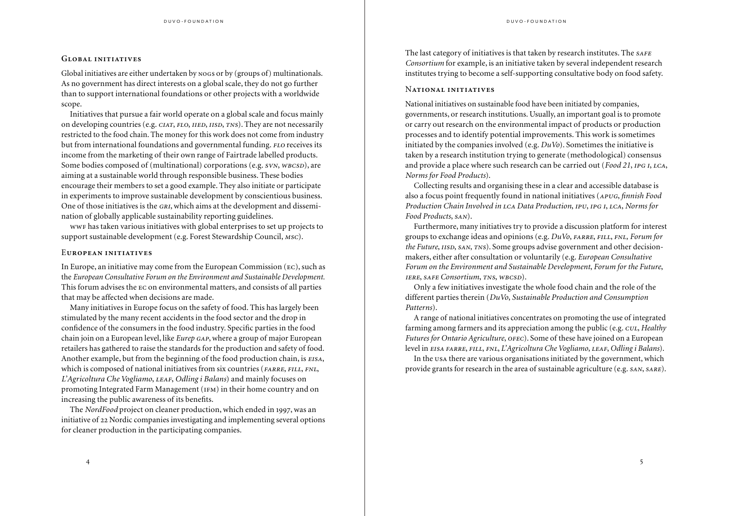### Global initiatives

Global initiatives are either undertaken by NGOs or by (groups of) multinationals. As no government has direct interests on a global scale, they do not go further than to support international foundations or other projects with a worldwide scope.

Initiatives that pursue a fair world operate on a global scale and focus mainly on developing countries (e.g. *CIAT*, *FLO*, *IIED*, *IISD*, *TNS*). They are not necessarily restricted to the food chain. The money for this work does not come from industry but from international foundations and governmental funding. *FLO* receives its income from the marketing of their own range of Fairtrade labelled products. Some bodies composed of (multinational) corporations (e.g. *SVN*, *WBCSD*), are aiming at a sustainable world through responsible business. These bodies encourage their members to set a good example. They also initiate or participate in experiments to improve sustainable development by conscientious business. One of those initiatives is the *GRI*, which aims at the development and dissemination of globally applicable sustainability reporting guidelines.

WWF has taken various initiatives with global enterprises to set up projects to support sustainable development (e.g. Forest Stewardship Council, *MSC*).

### European initiatives

In Europe, an initiative may come from the European Commission (EC), such as the *European Consultative Forum on the Environment and Sustainable Development.* This forum advises the EC on environmental matters, and consists of all parties that may be affected when decisions are made.

Many initiatives in Europe focus on the safety of food. This has largely been stimulated by the many recent accidents in the food sector and the drop in confidence of the consumers in the food industry. Specific parties in the food chain join on a European level, like *Eurep GAP*, where a group of major European retailers has gathered to raise the standards for the production and safety of food. Another example, but from the beginning of the food production chain, is *EISA*, which is composed of national initiatives from six countries (*FARRE*, *FILL*, *FNL*, *L'Agricoltura Che Vogliamo*, *LEAF*, *Odling i Balans*) and mainly focuses on promoting Integrated Farm Management (IFM) in their home country and on increasing the public awareness of its benefits.

The *NordFood* project on cleaner production, which ended in 1997, was an initiative of 22 Nordic companies investigating and implementing several options for cleaner production in the participating companies.

The last category of initiatives is that taken by research institutes. The *SAFE Consortium* for example, is an initiative taken by several independent research institutes trying to become a self-supporting consultative body on food safety.

### National initiatives

National initiatives on sustainable food have been initiated by companies, governments, or research institutions. Usually, an important goal is to promote or carry out research on the environmental impact of products or production processes and to identify potential improvements. This work is sometimes initiated by the companies involved (e.g. *DuVo*). Sometimes the initiative is taken by a research institution trying to generate (methodological) consensus and provide a place where such research can be carried out (*Food 21*, *IPG I*, *LCA*, *Norms for Food Products*).

Collecting results and organising these in a clear and accessible database is also a focus point frequently found in national initiatives (*APUG*, *finnish Food Production Chain Involved in LCA Data Production*, *IPU*, *IPG I*, *LCA*, *Norms for Food Products*, *SAN*).

Furthermore, many initiatives try to provide a discussion platform for interest groups to exchange ideas and opinions (e.g. *DuVo*, *FARRE*, *FILL*, *FNL, Forum for the Future*, *IISD*, *SAN*, *TNS*). Some groups advise government and other decision-makers, either after consultation or voluntarily (e.g. *European Consultative Forum on the Environment and Sustainable Development*, *Forum for the Future*, *IERE*, *SAFE Consortium*, *TNS*, *WBCSD*).

Only a few initiatives investigate the whole food chain and the role of the different parties therein (*DuVo*, *Sustainable Production and Consumption Patterns*).

A range of national initiatives concentrates on promoting the use of integrated farming among farmers and its appreciation among the public (e.g. *CUL*, *Healthy Futures for Ontario Agriculture*, *OFEC*). Some of these have joined on a European level in *EISA FARRE*, *FILL*, *FNL*, *L'Agricoltura Che Vogliamo*, *LEAF*, *Odling i Balans*).

In the USA there are various organisations initiated by the government, which provide grants for research in the area of sustainable agriculture (e.g. *SAN*, *SARE*).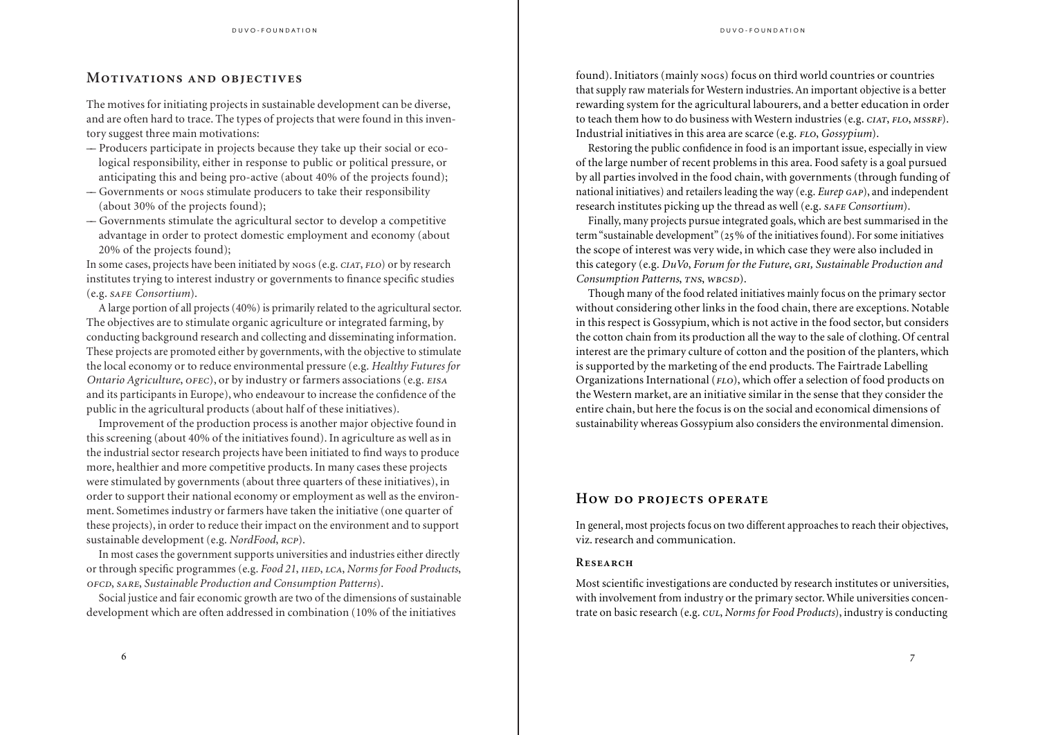## Motivations and objectives

The motives for initiating projects in sustainable development can be diverse, and are often hard to trace. The types of projects that were found in this inventory suggest three main motivations:

- Producers participate in projects because they take up their social or ecological responsibility, either in response to public or political pressure, or anticipating this and being pro-active (about 40% of the projects found);
- Governments or NOGs stimulate producers to take their responsibility (about 30% of the projects found);
- Governments stimulate the agricultural sector to develop a competitive advantage in order to protect domestic employment and economy (about 20% of the projects found);

In some cases, projects have been initiated by NOGs (e.g. *CIAT*, *FLO*) or by research institutes trying to interest industry or governments to finance specific studies (e.g. *SAFE Consortium*).

A large portion of all projects (40%) is primarily related to the agricultural sector. The objectives are to stimulate organic agriculture or integrated farming, by conducting background research and collecting and disseminating information. These projects are promoted either by governments, with the objective to stimulate the local economy or to reduce environmental pressure (e.g. *Healthy Futures for Ontario Agriculture*, *OFEC*), or by industry or farmers associations (e.g. *EISA* and its participants in Europe), who endeavour to increase the confidence of the public in the agricultural products (about half of these initiatives).

Improvement of the production process is another major objective found in this screening (about 40% of the initiatives found). In agriculture as well as in the industrial sector research projects have been initiated to find ways to produce more, healthier and more competitive products. In many cases these projects were stimulated by governments (about three quarters of these initiatives), in order to support their national economy or employment as well as the environment. Sometimes industry or farmers have taken the initiative (one quarter of these projects), in order to reduce their impact on the environment and to support sustainable development (e.g. *NordFood*, *RCP*).

In most cases the government supports universities and industries either directly or through specific programmes (e.g. *Food 21*, *IIED*, *LCA*, *Norms for Food Products*, *OFCD*, *SARE*, *Sustainable Production and Consumption Patterns*).

Social justice and fair economic growth are two of the dimensions of sustainable development which are often addressed in combination (10% of the initiatives found). Initiators (mainly NOGs) focus on third world countries or countries that supply raw materials for Western industries. An important objective is a better rewarding system for the agricultural labourers, and a better education in order to teach them how to do business with Western industries (e.g. *CIAT*, *FLO*, *MSSRF*). Industrial initiatives in this area are scarce (e.g. *FLO*, *Gossypium*).

Restoring the public confidence in food is an important issue, especially in view of the large number of recent problems in this area. Food safety is a goal pursued by all parties involved in the food chain, with governments (through funding of national initiatives) and retailers leading the way (e.g. *Eurep GAP*), and independent research institutes picking up the thread as well (e.g. *SAFE Consortium*).

Finally, many projects pursue integrated goals, which are best summarised in the term "sustainable development" (25% of the initiatives found). For some initiatives the scope of interest was very wide, in which case they were also included in this category (e.g. *DuVo*, *Forum for the Future*, *GRI*, *Sustainable Production and Consumption Patterns*, *TNS*, *WBCSD*).

Though many of the food related initiatives mainly focus on the primary sector without considering other links in the food chain, there are exceptions. Notable in this respect is Gossypium, which is not active in the food sector, but considers the cotton chain from its production all the way to the sale of clothing. Of central interest are the primary culture of cotton and the position of the planters, which is supported by the marketing of the end products. The Fairtrade Labelling Organizations International (*FLO*), which offer a selection of food products on the Western market, are an initiative similar in the sense that they consider the entire chain, but here the focus is on the social and economical dimensions of sustainability whereas Gossypium also considers the environmental dimension.

## How do projects operate

In general, most projects focus on two different approaches to reach their objectives, viz. research and communication.

### Research

Most scientific investigations are conducted by research institutes or universities, with involvement from industry or the primary sector. While universities concentrate on basic research (e.g. *CUL*, *Norms for Food Products*), industry is conducting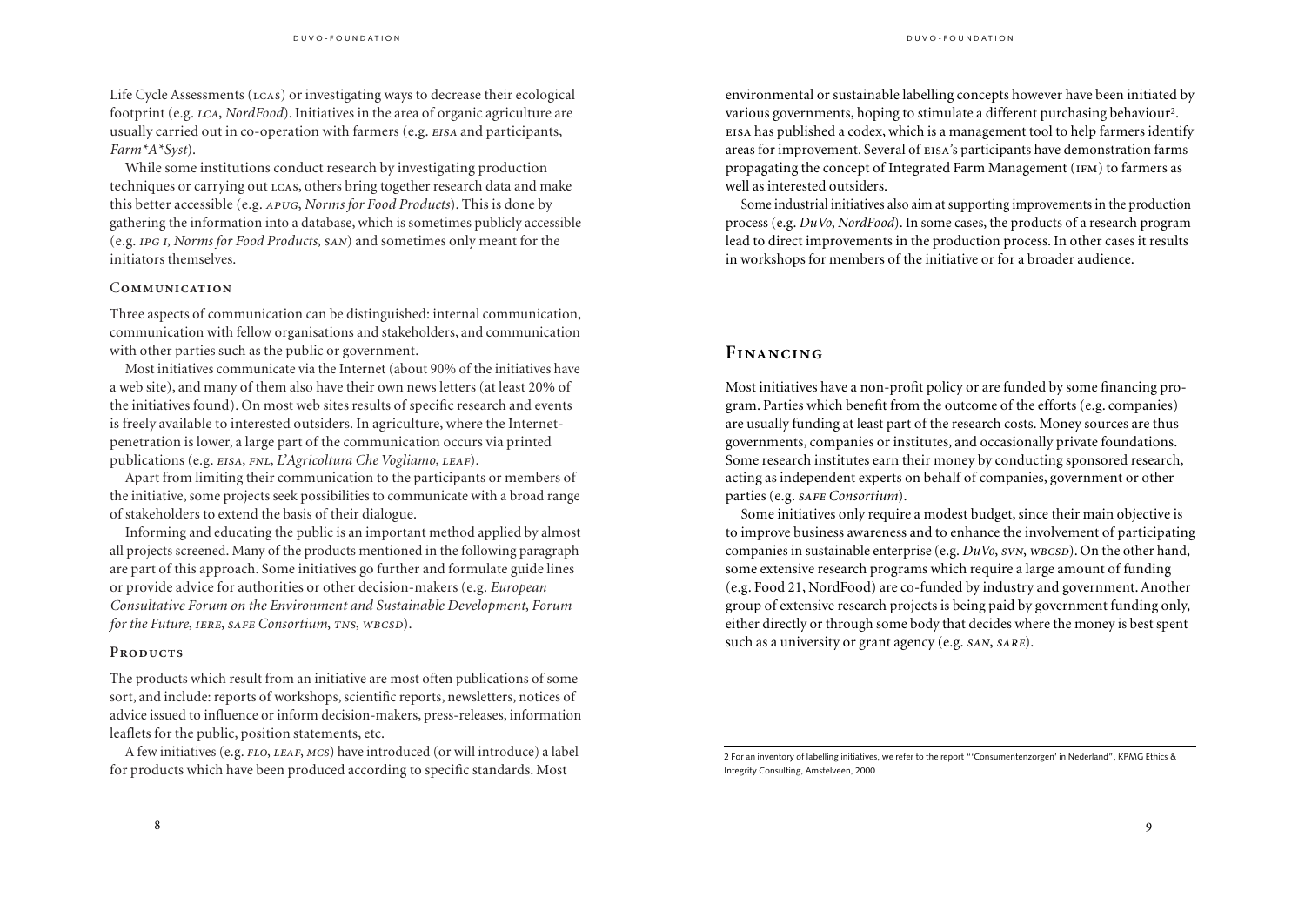Life Cycle Assessments (LCAs) or investigating ways to decrease their ecological footprint (e.g. *LCA*, *NordFood*). Initiatives in the area of organic agriculture are usually carried out in co-operation with farmers (e.g. *EISA* and participants, *Farm*A*Syst*).

While some institutions conduct research by investigating production techniques or carrying out LCAs, others bring together research data and make this better accessible (e.g. *APUG*, *Norms for Food Products*). This is done by gathering the information into a database, which is sometimes publicly accessible (e.g. *IPG I*, *Norms for Food Products*, *SAN*) and sometimes only meant for the initiators themselves.

### Communication

Three aspects of communication can be distinguished: internal communication, communication with fellow organisations and stakeholders, and communication with other parties such as the public or government.

Most initiatives communicate via the Internet (about 90% of the initiatives have a web site), and many of them also have their own news letters (at least 20% of the initiatives found). On most web sites results of specific research and events is freely available to interested outsiders. In agriculture, where the Internet-penetration is lower, a large part of the communication occurs via printed publications (e.g. *EISA*, *FNL*, *L'Agricoltura Che Vogliamo*, *LEAF*).

Apart from limiting their communication to the participants or members of the initiative, some projects seek possibilities to communicate with a broad range of stakeholders to extend the basis of their dialogue.

Informing and educating the public is an important method applied by almost all projects screened. Many of the products mentioned in the following paragraph are part of this approach. Some initiatives go further and formulate guide lines or provide advice for authorities or other decision-makers (e.g. *European Consultative Forum on the Environment and Sustainable Development*, *Forum for the Future*, *IERE*, *SAFE Consortium*, *TNS*, *WBCSD*).

### Products

The products which result from an initiative are most often publications of some sort, and include: reports of workshops, scientific reports, newsletters, notices of advice issued to influence or inform decision-makers, press-releases, information leaflets for the public, position statements, etc.

A few initiatives (e.g. *FLO*, *LEAF*, *MCS*) have introduced (or will introduce) a label for products which have been produced according to specific standards. Most environmental or sustainable labelling concepts however have been initiated by various governments, hoping to stimulate a different purchasing behaviour[2]. EISA has published a codex, which is a management tool to help farmers identify areas for improvement. Several of EISA's participants have demonstration farms propagating the concept of Integrated Farm Management (IFM) to farmers as well as interested outsiders.

Some industrial initiatives also aim at supporting improvements in the production process (e.g. *DuVo*, *NordFood*). In some cases, the products of a research program lead to direct improvements in the production process. In other cases it results in workshops for members of the initiative or for a broader audience.

## Financing

Most initiatives have a non-profit policy or are funded by some financing program. Parties which benefit from the outcome of the efforts (e.g. companies) are usually funding at least part of the research costs. Money sources are thus governments, companies or institutes, and occasionally private foundations. Some research institutes earn their money by conducting sponsored research, acting as independent experts on behalf of companies, government or other parties (e.g. *SAFE Consortium*).

Some initiatives only require a modest budget, since their main objective is to improve business awareness and to enhance the involvement of participating companies in sustainable enterprise (e.g. *DuVo*, *SVN*, *WBCSD*). On the other hand, some extensive research programs which require a large amount of funding (e.g. Food 21, NordFood) are co-funded by industry and government. Another group of extensive research projects is being paid by government funding only, either directly or through some body that decides where the money is best spent such as a university or grant agency (e.g. *SAN*, *SARE*).

2 For an inventory of labelling initiatives, we refer to the report "'Consumentenzorgen' in Nederland", KPMG Ethics & Integrity Consulting, Amstelveen, 2000.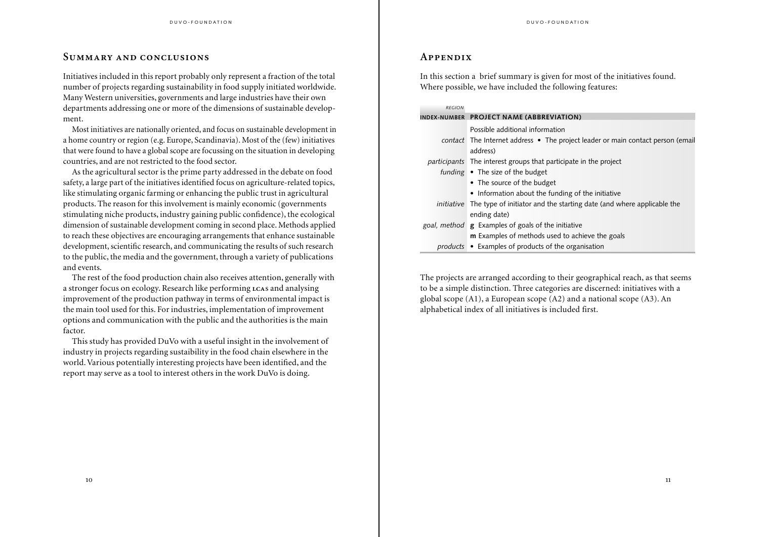## Summary and conclusions

Initiatives included in this report probably only represent a fraction of the total number of projects regarding sustainability in food supply initiated worldwide. Many Western universities, governments and large industries have their own departments addressing one or more of the dimensions of sustainable development.

Most initiatives are nationally oriented, and focus on sustainable development in a home country or region (e.g. Europe, Scandinavia). Most of the (few) initiatives that were found to have a global scope are focussing on the situation in developing countries, and are not restricted to the food sector.

As the agricultural sector is the prime party addressed in the debate on food safety, a large part of the initiatives identified focus on agriculture-related topics, like stimulating organic farming or enhancing the public trust in agricultural products. The reason for this involvement is mainly economic (governments stimulating niche products, industry gaining public confidence), the ecological dimension of sustainable development coming in second place. Methods applied to reach these objectives are encouraging arrangements that enhance sustainable development, scientific research, and communicating the results of such research to the public, the media and the government, through a variety of publications and events.

The rest of the food production chain also receives attention, generally with a stronger focus on ecology. Research like performing LCAs and analysing improvement of the production pathway in terms of environmental impact is the main tool used for this. For industries, implementation of improvement options and communication with the public and the authorities is the main factor.

This study has provided DuVo with a useful insight in the involvement of industry in projects regarding sustaibility in the food chain elsewhere in the world. Various potentially interesting projects have been identified, and the report may serve as a tool to interest others in the work DuVo is doing.

## Appendix

In this section a brief summary is given for most of the initiatives found. Where possible, we have included the following features:

| *REGION* INDEX-NUMBER | **PROJECT NAME (ABBREVIATION)** |
|---|---|
| | Possible additional information |
| *contact* | The Internet address • The project leader or main contact person (email address) |
| *participants* | The interest groups that participate in the project |
| *funding* | • The size of the budget<br>• The source of the budget<br>• Information about the funding of the initiative |
| *initiative* | The type of initiator and the starting date (and where applicable the ending date) |
| *goal, method* | **g** Examples of goals of the initiative<br>**m** Examples of methods used to achieve the goals |
| *products* | • Examples of products of the organisation |

The projects are arranged according to their geographical reach, as that seems to be a simple distinction. Three categories are discerned: initiatives with a global scope (A1), a European scope (A2) and a national scope (A3). An alphabetical index of all initiatives is included first.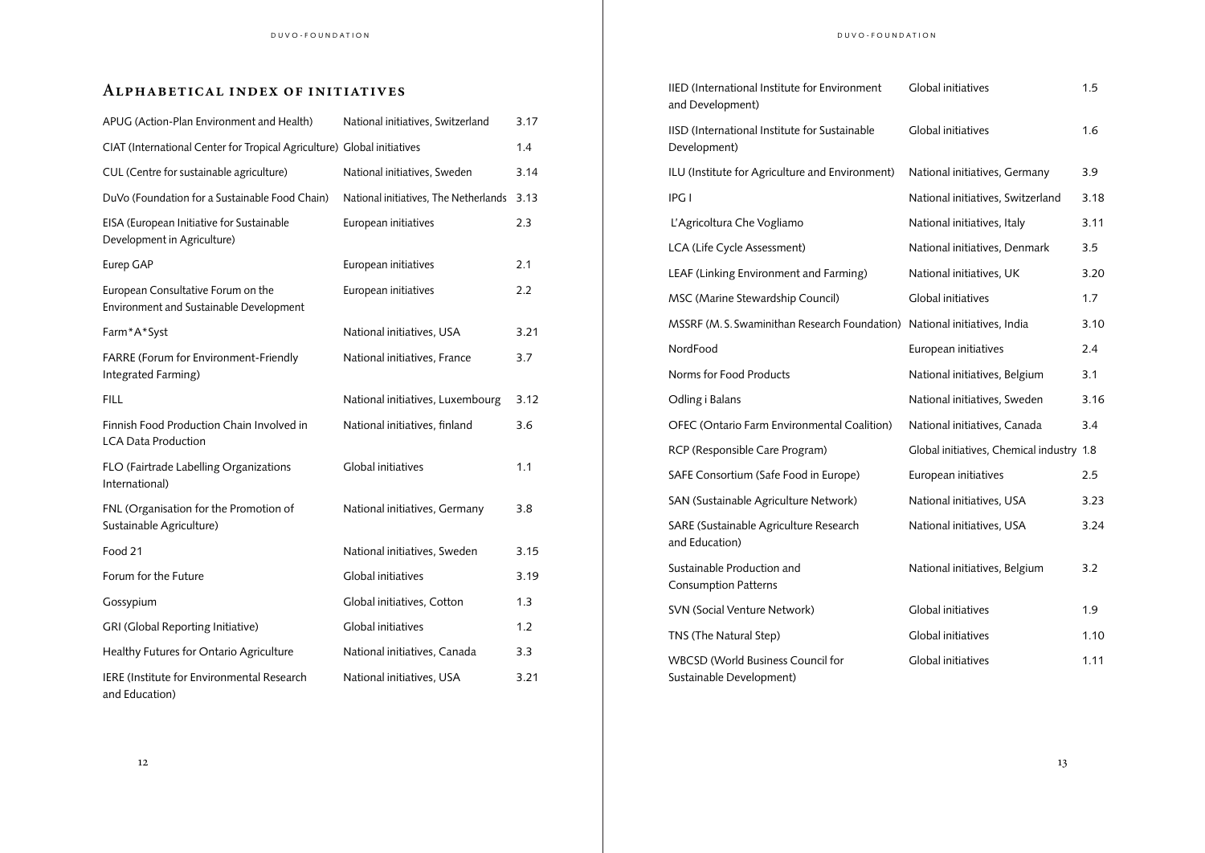## Alphabetical index of initiatives

| Initiative | Category | Section |
|---|---|---|
| APUG (Action-Plan Environment and Health) | National initiatives, Switzerland | 3.17 |
| CIAT (International Center for Tropical Agriculture) | Global initiatives | 1.4 |
| CUL (Centre for sustainable agriculture) | National initiatives, Sweden | 3.14 |
| DuVo (Foundation for a Sustainable Food Chain) | National initiatives, The Netherlands | 3.13 |
| EISA (European Initiative for Sustainable Development in Agriculture) | European initiatives | 2.3 |
| Eurep GAP | European initiatives | 2.1 |
| European Consultative Forum on the Environment and Sustainable Development | European initiatives | 2.2 |
| Farm*A*Syst | National initiatives, USA | 3.21 |
| FARRE (Forum for Environment-Friendly Integrated Farming) | National initiatives, France | 3.7 |
| FILL | National initiatives, Luxembourg | 3.12 |
| Finnish Food Production Chain Involved in LCA Data Production | National initiatives, finland | 3.6 |
| FLO (Fairtrade Labelling Organizations International) | Global initiatives | 1.1 |
| FNL (Organisation for the Promotion of Sustainable Agriculture) | National initiatives, Germany | 3.8 |
| Food 21 | National initiatives, Sweden | 3.15 |
| Forum for the Future | Global initiatives | 3.19 |
| Gossypium | Global initiatives, Cotton | 1.3 |
| GRI (Global Reporting Initiative) | Global initiatives | 1.2 |
| Healthy Futures for Ontario Agriculture | National initiatives, Canada | 3.3 |
| IERE (Institute for Environmental Research and Education) | National initiatives, USA | 3.21 |
| IIED (International Institute for Environment and Development) | Global initiatives | 1.5 |
| IISD (International Institute for Sustainable Development) | Global initiatives | 1.6 |
| ILU (Institute for Agriculture and Environment) | National initiatives, Germany | 3.9 |
| IPG I | National initiatives, Switzerland | 3.18 |
| L'Agricoltura Che Vogliamo | National initiatives, Italy | 3.11 |
| LCA (Life Cycle Assessment) | National initiatives, Denmark | 3.5 |
| LEAF (Linking Environment and Farming) | National initiatives, UK | 3.20 |
| MSC (Marine Stewardship Council) | Global initiatives | 1.7 |
| MSSRF (M. S. Swaminithan Research Foundation) | National initiatives, India | 3.10 |
| NordFood | European initiatives | 2.4 |
| Norms for Food Products | National initiatives, Belgium | 3.1 |
| Odling i Balans | National initiatives, Sweden | 3.16 |
| OFEC (Ontario Farm Environmental Coalition) | National initiatives, Canada | 3.4 |
| RCP (Responsible Care Program) | Global initiatives, Chemical industry | 1.8 |
| SAFE Consortium (Safe Food in Europe) | European initiatives | 2.5 |
| SAN (Sustainable Agriculture Network) | National initiatives, USA | 3.23 |
| SARE (Sustainable Agriculture Research and Education) | National initiatives, USA | 3.24 |
| Sustainable Production and Consumption Patterns | National initiatives, Belgium | 3.2 |
| SVN (Social Venture Network) | Global initiatives | 1.9 |
| TNS (The Natural Step) | Global initiatives | 1.10 |
| WBCSD (World Business Council for Sustainable Development) | Global initiatives | 1.11 |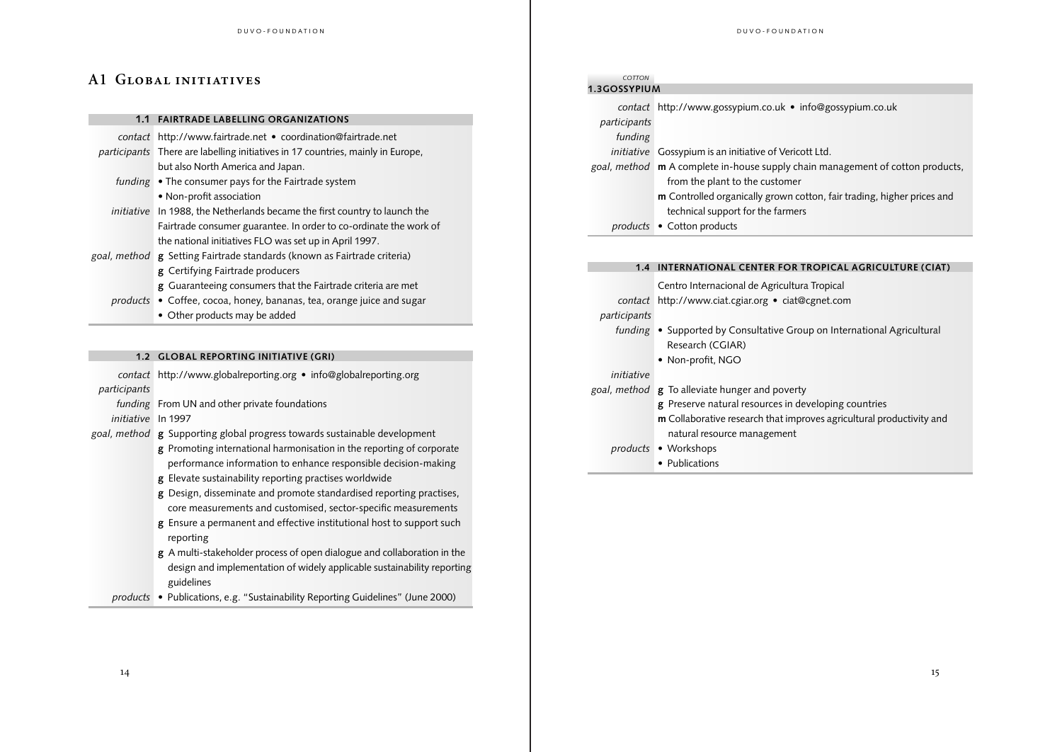# A1 Global initiatives

| 1.1 | FAIRTRADE LABELLING ORGANIZATIONS |
|---|---|
| *contact* | http://www.fairtrade.net • coordination@fairtrade.net |
| *participants* | There are labelling initiatives in 17 countries, mainly in Europe, but also North America and Japan. |
| *funding* | • The consumer pays for the Fairtrade system<br>• Non-profit association |
| *initiative* | In 1988, the Netherlands became the first country to launch the Fairtrade consumer guarantee. In order to co-ordinate the work of the national initiatives FLO was set up in April 1997. |
| *goal, method* | **g** Setting Fairtrade standards (known as Fairtrade criteria)<br>**g** Certifying Fairtrade producers<br>**g** Guaranteeing consumers that the Fairtrade criteria are met |
| *products* | • Coffee, cocoa, honey, bananas, tea, orange juice and sugar<br>• Other products may be added |

| 1.2 | GLOBAL REPORTING INITIATIVE (GRI) |
|---|---|
| *contact* | http://www.globalreporting.org • info@globalreporting.org |
| *participants* | |
| *funding* | From UN and other private foundations |
| *initiative* | In 1997 |
| *goal, method* | **g** Supporting global progress towards sustainable development<br>**g** Promoting international harmonisation in the reporting of corporate performance information to enhance responsible decision-making<br>**g** Elevate sustainability reporting practises worldwide<br>**g** Design, disseminate and promote standardised reporting practises, core measurements and customised, sector-specific measurements<br>**g** Ensure a permanent and effective institutional host to support such reporting<br>**g** A multi-stakeholder process of open dialogue and collaboration in the design and implementation of widely applicable sustainability reporting guidelines |
| *products* | • Publications, e.g. "Sustainability Reporting Guidelines" (June 2000) |

*COTTON*

| 1.3 | GOSSYPIUM |
|---|---|
| *contact* | http://www.gossypium.co.uk • info@gossypium.co.uk |
| *participants* | |
| *funding* | |
| *initiative* | Gossypium is an initiative of Vericott Ltd. |
| *goal, method* | **m** A complete in-house supply chain management of cotton products, from the plant to the customer<br>**m** Controlled organically grown cotton, fair trading, higher prices and technical support for the farmers |
| *products* | • Cotton products |

| 1.4 | INTERNATIONAL CENTER FOR TROPICAL AGRICULTURE (CIAT) |
|---|---|
| | Centro Internacional de Agricultura Tropical |
| *contact* | http://www.ciat.cgiar.org • ciat@cgnet.com |
| *participants* | |
| *funding* | • Supported by Consultative Group on International Agricultural Research (CGIAR)<br>• Non-profit, NGO |
| *initiative* | |
| *goal, method* | **g** To alleviate hunger and poverty<br>**g** Preserve natural resources in developing countries<br>**m** Collaborative research that improves agricultural productivity and natural resource management |
| *products* | • Workshops<br>• Publications |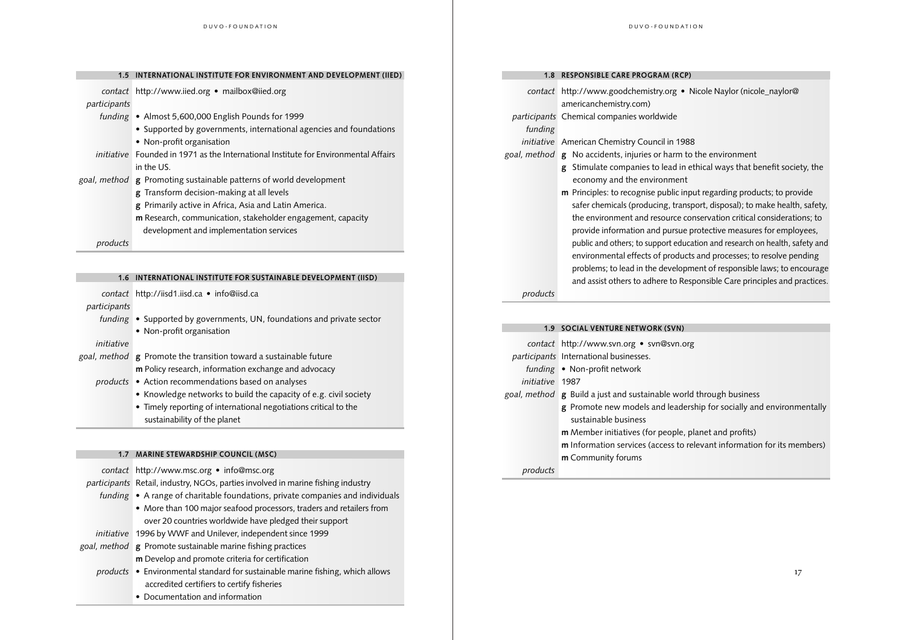### 1.5 INTERNATIONAL INSTITUTE FOR ENVIRONMENT AND DEVELOPMENT (IIED)

| | |
|---|---|
| *contact* | http://www.iied.org • mailbox@iied.org |
| *participants* | |
| *funding* | • Almost 5,600,000 English Pounds for 1999<br>• Supported by governments, international agencies and foundations<br>• Non-profit organisation |
| *initiative* | Founded in 1971 as the International Institute for Environmental Affairs in the US. |
| *goal, method* | **g** Promoting sustainable patterns of world development<br>**g** Transform decision-making at all levels<br>**g** Primarily active in Africa, Asia and Latin America.<br>**m** Research, communication, stakeholder engagement, capacity development and implementation services |
| *products* | |

### 1.6 INTERNATIONAL INSTITUTE FOR SUSTAINABLE DEVELOPMENT (IISD)

| | |
|---|---|
| *contact* | http://iisd1.iisd.ca • info@iisd.ca |
| *participants* | |
| *funding* | • Supported by governments, UN, foundations and private sector<br>• Non-profit organisation |
| *initiative* | |
| *goal, method* | **g** Promote the transition toward a sustainable future<br>**m** Policy research, information exchange and advocacy |
| *products* | • Action recommendations based on analyses<br>• Knowledge networks to build the capacity of e.g. civil society<br>• Timely reporting of international negotiations critical to the sustainability of the planet |

### 1.7 MARINE STEWARDSHIP COUNCIL (MSC)

| | |
|---|---|
| *contact* | http://www.msc.org • info@msc.org |
| *participants* | Retail, industry, NGOs, parties involved in marine fishing industry |
| *funding* | • A range of charitable foundations, private companies and individuals<br>• More than 100 major seafood processors, traders and retailers from over 20 countries worldwide have pledged their support |
| *initiative* | 1996 by WWF and Unilever, independent since 1999 |
| *goal, method* | **g** Promote sustainable marine fishing practices<br>**m** Develop and promote criteria for certification |
| *products* | • Environmental standard for sustainable marine fishing, which allows accredited certifiers to certify fisheries<br>• Documentation and information |

### 1.8 RESPONSIBLE CARE PROGRAM (RCP)

| | |
|---|---|
| *contact* | http://www.goodchemistry.org • Nicole Naylor (nicole_naylor@americanchemistry.com) |
| *participants* | Chemical companies worldwide |
| *funding* | |
| *initiative* | American Chemistry Council in 1988 |
| *goal, method* | **g** No accidents, injuries or harm to the environment<br>**g** Stimulate companies to lead in ethical ways that benefit society, the economy and the environment<br>**m** Principles: to recognise public input regarding products; to provide safer chemicals (producing, transport, disposal); to make health, safety, the environment and resource conservation critical considerations; to provide information and pursue protective measures for employees, public and others; to support education and research on health, safety and environmental effects of products and processes; to resolve pending problems; to lead in the development of responsible laws; to encourage and assist others to adhere to Responsible Care principles and practices. |
| *products* | |

### 1.9 SOCIAL VENTURE NETWORK (SVN)

| | |
|---|---|
| *contact* | http://www.svn.org • svn@svn.org |
| *participants* | International businesses. |
| *funding* | • Non-profit network |
| *initiative* | 1987 |
| *goal, method* | **g** Build a just and sustainable world through business<br>**g** Promote new models and leadership for socially and environmentally sustainable business<br>**m** Member initiatives (for people, planet and profits)<br>**m** Information services (access to relevant information for its members)<br>**m** Community forums |
| *products* | |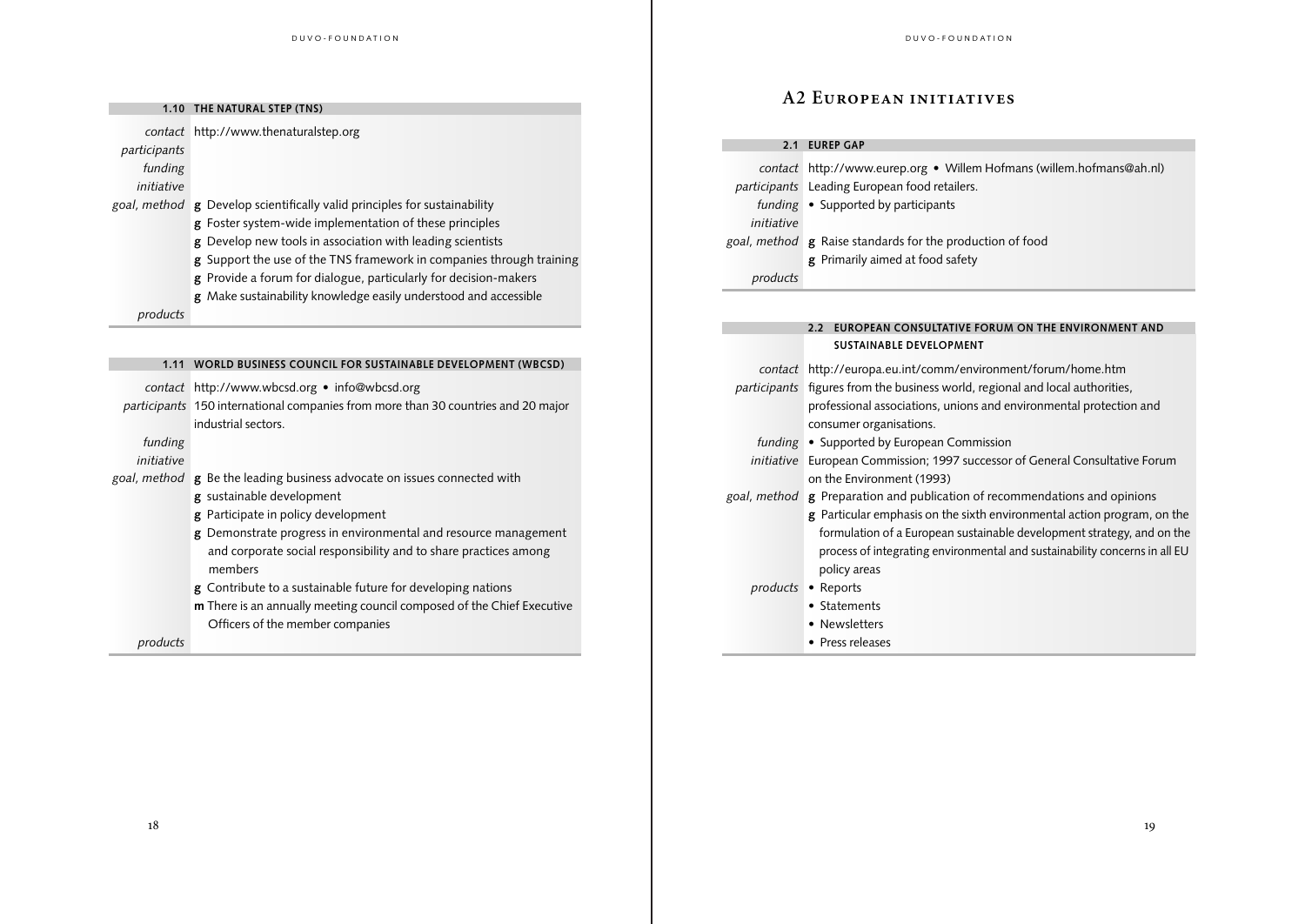| 1.10 | THE NATURAL STEP (TNS) |
|---|---|
| *contact* | http://www.thenaturalstep.org |
| *participants* | |
| *funding* | |
| *initiative* | |
| *goal, method* | **g** Develop scientifically valid principles for sustainability<br>**g** Foster system-wide implementation of these principles<br>**g** Develop new tools in association with leading scientists<br>**g** Support the use of the TNS framework in companies through training<br>**g** Provide a forum for dialogue, particularly for decision-makers<br>**g** Make sustainability knowledge easily understood and accessible |
| *products* | |

| 1.11 | WORLD BUSINESS COUNCIL FOR SUSTAINABLE DEVELOPMENT (WBCSD) |
|---|---|
| *contact* | http://www.wbcsd.org • info@wbcsd.org |
| *participants* | 150 international companies from more than 30 countries and 20 major industrial sectors. |
| *funding* | |
| *initiative* | |
| *goal, method* | **g** Be the leading business advocate on issues connected with<br>**g** sustainable development<br>**g** Participate in policy development<br>**g** Demonstrate progress in environmental and resource management and corporate social responsibility and to share practices among members<br>**g** Contribute to a sustainable future for developing nations<br>**m** There is an annually meeting council composed of the Chief Executive Officers of the member companies |
| *products* | |

## A2 European initiatives

| 2.1 | EUREP GAP |
|---|---|
| *contact* | http://www.eurep.org • Willem Hofmans (willem.hofmans@ah.nl) |
| *participants* | Leading European food retailers. |
| *funding* | • Supported by participants |
| *initiative* | |
| *goal, method* | **g** Raise standards for the production of food<br>**g** Primarily aimed at food safety |
| *products* | |

| 2.2 | EUROPEAN CONSULTATIVE FORUM ON THE ENVIRONMENT AND SUSTAINABLE DEVELOPMENT |
|---|---|
| *contact* | http://europa.eu.int/comm/environment/forum/home.htm |
| *participants* | figures from the business world, regional and local authorities, professional associations, unions and environmental protection and consumer organisations. |
| *funding* | • Supported by European Commission |
| *initiative* | European Commission; 1997 successor of General Consultative Forum on the Environment (1993) |
| *goal, method* | **g** Preparation and publication of recommendations and opinions<br>**g** Particular emphasis on the sixth environmental action program, on the formulation of a European sustainable development strategy, and on the process of integrating environmental and sustainability concerns in all EU policy areas |
| *products* | • Reports<br>• Statements<br>• Newsletters<br>• Press releases |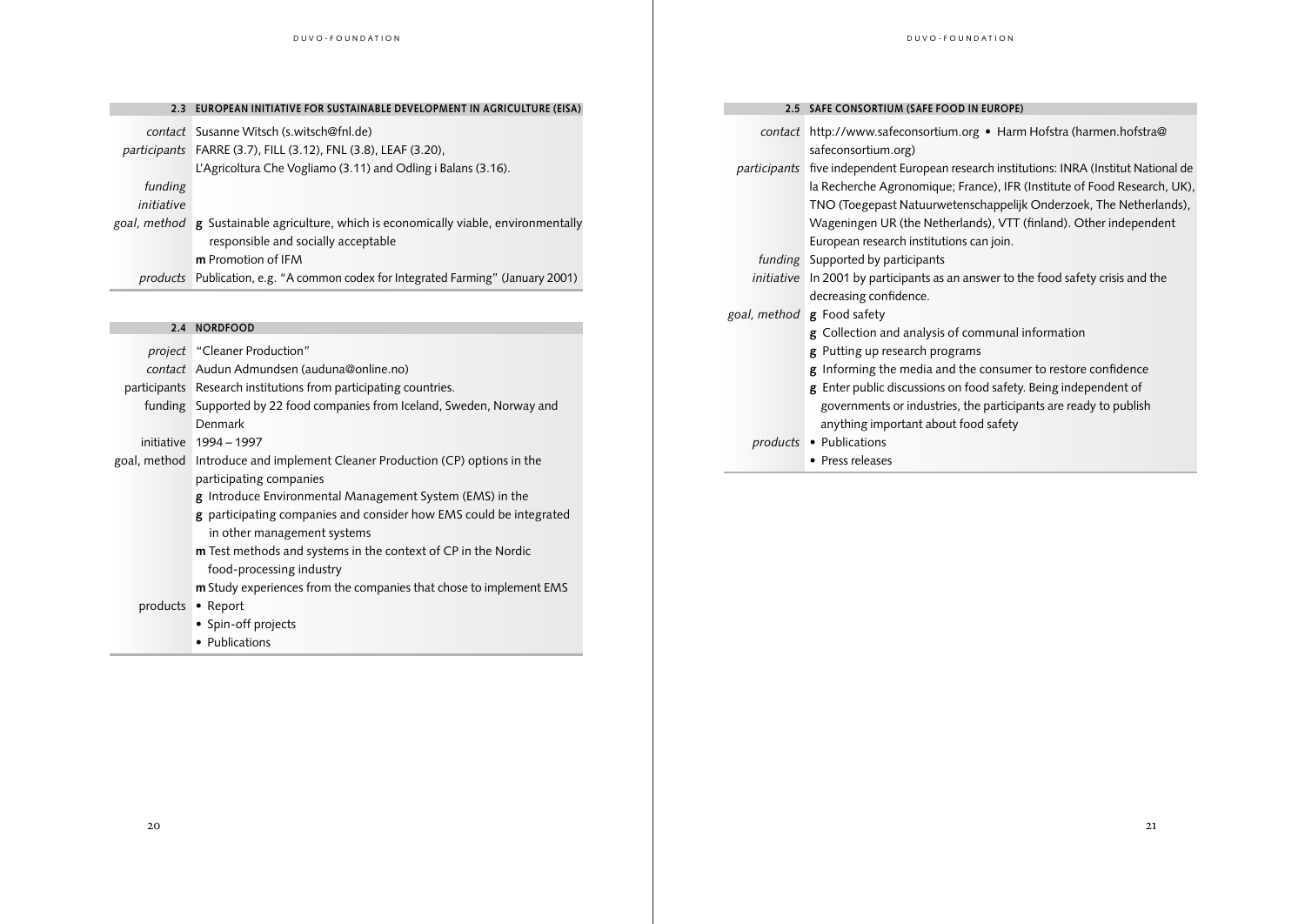## 2.3 EUROPEAN INITIATIVE FOR SUSTAINABLE DEVELOPMENT IN AGRICULTURE (EISA)

| | |
|---|---|
| *contact* | Susanne Witsch (s.witsch@fnl.de) |
| *participants* | FARRE (3.7), FILL (3.12), FNL (3.8), LEAF (3.20), L'Agricoltura Che Vogliamo (3.11) and Odling i Balans (3.16). |
| *funding* | |
| *initiative* | |
| *goal, method* | **g** Sustainable agriculture, which is economically viable, environmentally responsible and socially acceptable<br>**m** Promotion of IFM |
| *products* | Publication, e.g. "A common codex for Integrated Farming" (January 2001) |

## 2.4 NORDFOOD

| | |
|---|---|
| *project* | "Cleaner Production" |
| *contact* | Audun Admundsen (auduna@online.no) |
| participants | Research institutions from participating countries. |
| funding | Supported by 22 food companies from Iceland, Sweden, Norway and Denmark |
| initiative | 1994 – 1997 |
| goal, method | Introduce and implement Cleaner Production (CP) options in the participating companies<br>**g** Introduce Environmental Management System (EMS) in the<br>**g** participating companies and consider how EMS could be integrated in other management systems<br>**m** Test methods and systems in the context of CP in the Nordic food-processing industry<br>**m** Study experiences from the companies that chose to implement EMS |
| products | • Report<br>• Spin-off projects<br>• Publications |

## 2.5 SAFE CONSORTIUM (SAFE FOOD IN EUROPE)

| | |
|---|---|
| *contact* | http://www.safeconsortium.org • Harm Hofstra (harmen.hofstra@safeconsortium.org) |
| *participants* | five independent European research institutions: INRA (Institut National de la Recherche Agronomique; France), IFR (Institute of Food Research, UK), TNO (Toegepast Natuurwetenschappelijk Onderzoek, The Netherlands), Wageningen UR (the Netherlands), VTT (finland). Other independent European research institutions can join. |
| *funding* | Supported by participants |
| *initiative* | In 2001 by participants as an answer to the food safety crisis and the decreasing confidence. |
| *goal, method* | **g** Food safety<br>**g** Collection and analysis of communal information<br>**g** Putting up research programs<br>**g** Informing the media and the consumer to restore confidence<br>**g** Enter public discussions on food safety. Being independent of governments or industries, the participants are ready to publish anything important about food safety |
| *products* | • Publications<br>• Press releases |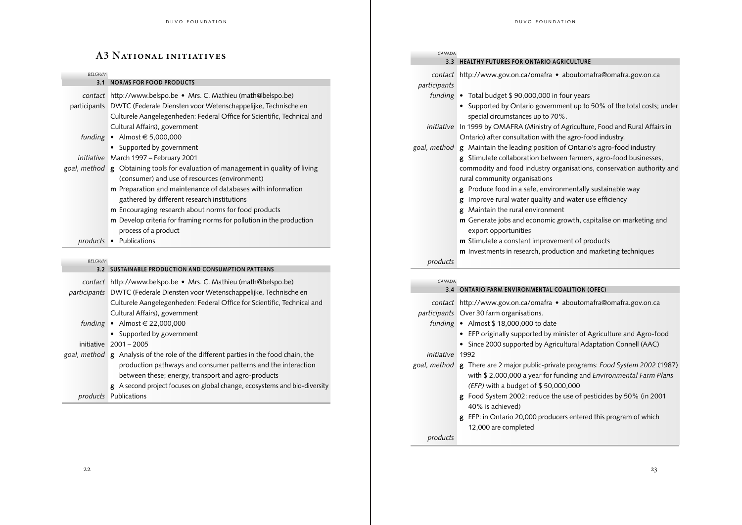# A3 National initiatives

*BELGIUM*

### 3.1 NORMS FOR FOOD PRODUCTS

| | |
|---|---|
| *contact* | http://www.belspo.be • Mrs. C. Mathieu (math@belspo.be) |
| participants | DWTC (Federale Diensten voor Wetenschappelijke, Technische en Culturele Aangelegenheden: Federal Office for Scientific, Technical and Cultural Affairs), government |
| *funding* | • Almost € 5,000,000<br>• Supported by government |
| *initiative* | March 1997 – February 2001 |
| *goal, method* | **g** Obtaining tools for evaluation of management in quality of living (consumer) and use of resources (environment)<br>**m** Preparation and maintenance of databases with information gathered by different research institutions<br>**m** Encouraging research about norms for food products<br>**m** Develop criteria for framing norms for pollution in the production process of a product |
| *products* | • Publications |

*BELGIUM*

### 3.2 SUSTAINABLE PRODUCTION AND CONSUMPTION PATTERNS

| | |
|---|---|
| *contact* | http://www.belspo.be • Mrs. C. Mathieu (math@belspo.be) |
| *participants* | DWTC (Federale Diensten voor Wetenschappelijke, Technische en Culturele Aangelegenheden: Federal Office for Scientific, Technical and Cultural Affairs), government |
| *funding* | • Almost € 22,000,000<br>• Supported by government |
| initiative | 2001 – 2005 |
| *goal, method* | **g** Analysis of the role of the different parties in the food chain, the production pathways and consumer patterns and the interaction between these; energy, transport and agro-products<br>**g** A second project focuses on global change, ecosystems and bio-diversity |
| *products* | Publications |

*CANADA*

### 3.3 HEALTHY FUTURES FOR ONTARIO AGRICULTURE

| | |
|---|---|
| *contact* | http://www.gov.on.ca/omafra • aboutomafra@omafra.gov.on.ca |
| *participants* | |
| *funding* | • Total budget $ 90,000,000 in four years<br>• Supported by Ontario government up to 50% of the total costs; under special circumstances up to 70%. |
| *initiative* | In 1999 by OMAFRA (Ministry of Agriculture, Food and Rural Affairs in Ontario) after consultation with the agro-food industry. |
| *goal, method* | **g** Maintain the leading position of Ontario's agro-food industry<br>**g** Stimulate collaboration between farmers, agro-food businesses, commodity and food industry organisations, conservation authority and rural community organisations<br>**g** Produce food in a safe, environmentally sustainable way<br>**g** Improve rural water quality and water use efficiency<br>**g** Maintain the rural environment<br>**m** Generate jobs and economic growth, capitalise on marketing and export opportunities<br>**m** Stimulate a constant improvement of products<br>**m** Investments in research, production and marketing techniques |
| *products* | |

*CANADA*

### 3.4 ONTARIO FARM ENVIRONMENTAL COALITION (OFEC)

| | |
|---|---|
| *contact* | http://www.gov.on.ca/omafra • aboutomafra@omafra.gov.on.ca |
| *participants* | Over 30 farm organisations. |
| *funding* | • Almost $ 18,000,000 to date<br>• EFP originally supported by minister of Agriculture and Agro-food<br>• Since 2000 supported by Agricultural Adaptation Connell (AAC) |
| *initiative* | 1992 |
| *goal, method* | **g** There are 2 major public-private programs: *Food System 2002* (1987) with $ 2,000,000 a year for funding and *Environmental Farm Plans (EFP)* with a budget of $ 50,000,000<br>**g** Food System 2002: reduce the use of pesticides by 50% (in 2001 40% is achieved)<br>**g** EFP: in Ontario 20,000 producers entered this program of which 12,000 are completed |
| *products* | |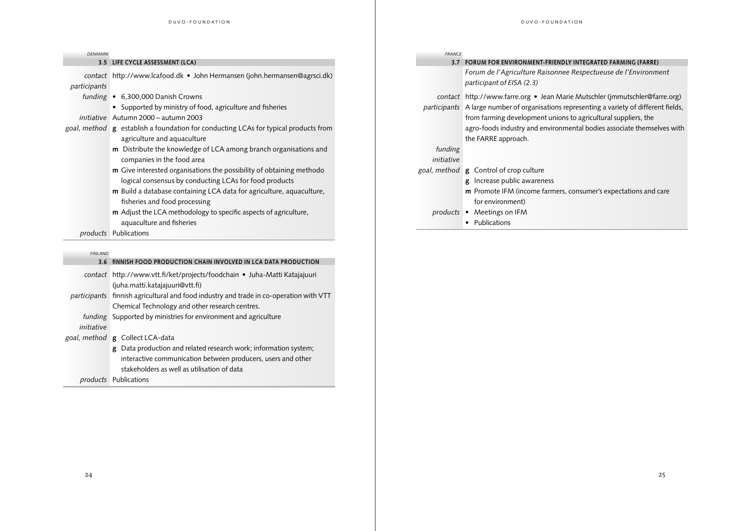DENMARK

### 3.5 LIFE CYCLE ASSESSMENT (LCA)

| | |
|---|---|
| *contact* | http://www.lcafood.dk • John Hermansen (john.hermansen@agrsci.dk) |
| *participants* | |
| *funding* | • 6,300,000 Danish Crowns<br>• Supported by ministry of food, agriculture and fisheries |
| *initiative* | Autumn 2000 – autumn 2003 |
| *goal, method* | **g** establish a foundation for conducting LCAs for typical products from agriculture and aquaculture<br>**m** Distribute the knowledge of LCA among branch organisations and companies in the food area<br>**m** Give interested organisations the possibility of obtaining methodo logical consensus by conducting LCAs for food products<br>**m** Build a database containing LCA data for agriculture, aquaculture, fisheries and food processing<br>**m** Adjust the LCA methodology to specific aspects of agriculture, aquaculture and fisheries |
| *products* | Publications |

FINLAND

### 3.6 fINNISH FOOD PRODUCTION CHAIN INVOLVED IN LCA DATA PRODUCTION

| | |
|---|---|
| *contact* | http://www.vtt.fi/ket/projects/foodchain • Juha-Matti Katajajuuri (juha.matti.katajajuuri@vtt.fi) |
| *participants* | finnish agricultural and food industry and trade in co-operation with VTT Chemical Technology and other research centres. |
| *funding* | Supported by ministries for environment and agriculture |
| *initiative* | |
| *goal, method* | **g** Collect LCA-data<br>**g** Data production and related research work; information system; interactive communication between producers, users and other stakeholders as well as utilisation of data |
| *products* | Publications |

FRANCE

### 3.7 FORUM FOR ENVIRONMENT-FRIENDLY INTEGRATED FARMING (FARRE)

*Forum de l'Agriculture Raisonnee Respectueuse de l'Environment participant of EISA (2.3)*

| | |
|---|---|
| *contact* | http://www.farre.org • Jean Marie Mutschler (jmmutschler@farre.org) |
| *participants* | A large number of organisations representing a variety of different fields, from farming development unions to agricultural suppliers, the agro-foods industry and environmental bodies associate themselves with the FARRE approach. |
| *funding* | |
| *initiative* | |
| *goal, method* | **g** Control of crop culture<br>**g** Increase public awareness<br>**m** Promote IFM (income farmers, consumer's expectations and care for environment) |
| *products* | • Meetings on IFM<br>• Publications |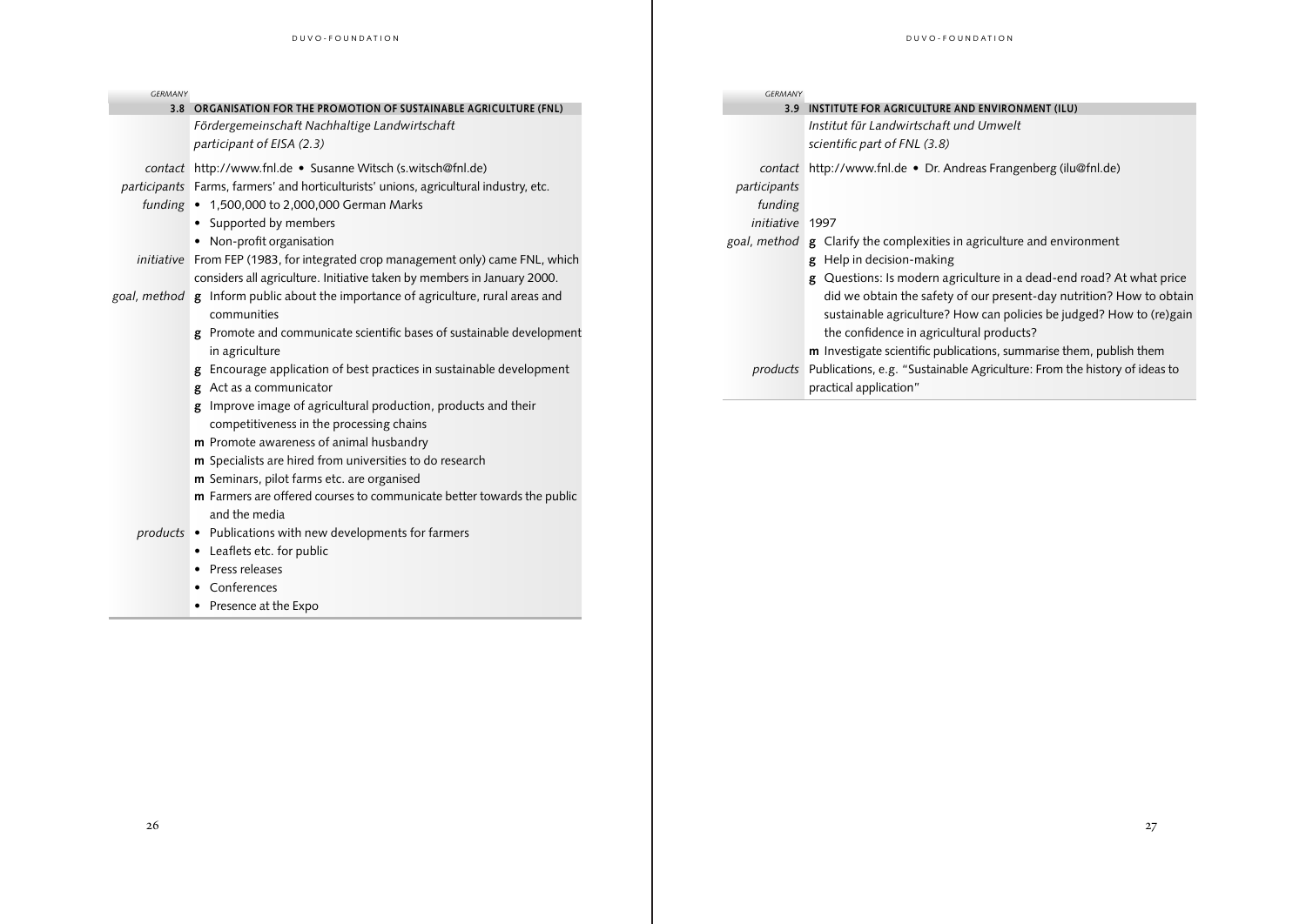GERMANY

## 3.8 ORGANISATION FOR THE PROMOTION OF SUSTAINABLE AGRICULTURE (FNL)

*Fördergemeinschaft Nachhaltige Landwirtschaft*
*participant of EISA (2.3)*

*contact* http://www.fnl.de • Susanne Witsch (s.witsch@fnl.de)

*participants* Farms, farmers' and horticulturists' unions, agricultural industry, etc.

*funding*
- 1,500,000 to 2,000,000 German Marks
- Supported by members
- Non-profit organisation

*initiative* From FEP (1983, for integrated crop management only) came FNL, which considers all agriculture. Initiative taken by members in January 2000.

*goal, method*
- **g** Inform public about the importance of agriculture, rural areas and communities
- **g** Promote and communicate scientific bases of sustainable development in agriculture
- **g** Encourage application of best practices in sustainable development
- **g** Act as a communicator
- **g** Improve image of agricultural production, products and their competitiveness in the processing chains
- **m** Promote awareness of animal husbandry
- **m** Specialists are hired from universities to do research
- **m** Seminars, pilot farms etc. are organised
- **m** Farmers are offered courses to communicate better towards the public and the media

*products*
- Publications with new developments for farmers
- Leaflets etc. for public
- Press releases
- Conferences
- Presence at the Expo

GERMANY

## 3.9 INSTITUTE FOR AGRICULTURE AND ENVIRONMENT (ILU)

*Institut für Landwirtschaft und Umwelt*
*scientific part of FNL (3.8)*

*contact* http://www.fnl.de • Dr. Andreas Frangenberg (ilu@fnl.de)

*participants*

*funding*

*initiative* 1997

*goal, method*
- **g** Clarify the complexities in agriculture and environment
- **g** Help in decision-making
- **g** Questions: Is modern agriculture in a dead-end road? At what price did we obtain the safety of our present-day nutrition? How to obtain sustainable agriculture? How can policies be judged? How to (re)gain the confidence in agricultural products?
- **m** Investigate scientific publications, summarise them, publish them

*products* Publications, e.g. "Sustainable Agriculture: From the history of ideas to practical application"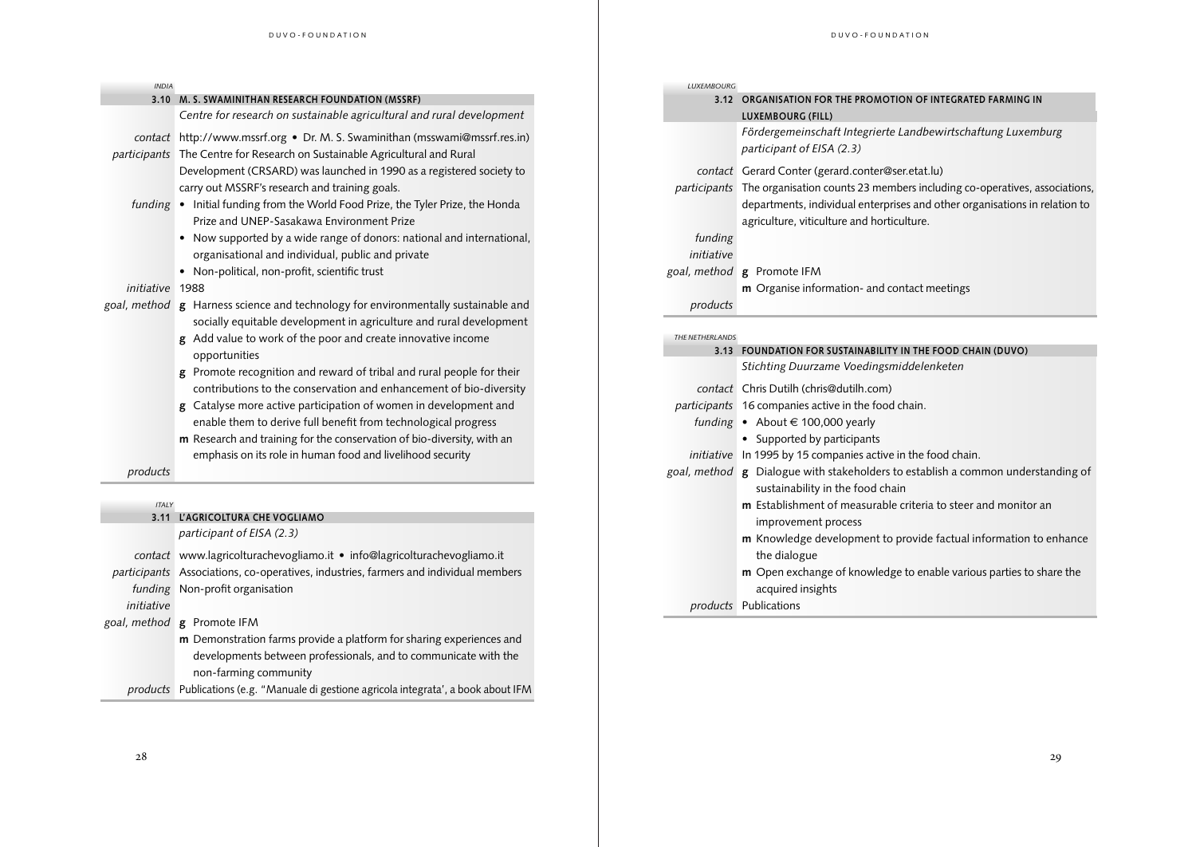*INDIA*

### 3.10 M. S. SWAMINITHAN RESEARCH FOUNDATION (MSSRF)

*Centre for research on sustainable agricultural and rural development*

| | |
|---|---|
| *contact* | http://www.mssrf.org • Dr. M. S. Swaminithan (msswami@mssrf.res.in) |
| *participants* | The Centre for Research on Sustainable Agricultural and Rural Development (CRSARD) was launched in 1990 as a registered society to carry out MSSRF's research and training goals. |
| *funding* | • Initial funding from the World Food Prize, the Tyler Prize, the Honda Prize and UNEP-Sasakawa Environment Prize<br>• Now supported by a wide range of donors: national and international, organisational and individual, public and private<br>• Non-political, non-profit, scientific trust |
| *initiative* | 1988 |
| *goal, method* | **g** Harness science and technology for environmentally sustainable and socially equitable development in agriculture and rural development<br>**g** Add value to work of the poor and create innovative income opportunities<br>**g** Promote recognition and reward of tribal and rural people for their contributions to the conservation and enhancement of bio-diversity<br>**g** Catalyse more active participation of women in development and enable them to derive full benefit from technological progress<br>**m** Research and training for the conservation of bio-diversity, with an emphasis on its role in human food and livelihood security |
| *products* | |

*ITALY*

### 3.11 L'AGRICOLTURA CHE VOGLIAMO

*participant of EISA (2.3)*

| | |
|---|---|
| *contact* | www.lagricolturachevogliamo.it • info@lagricolturachevogliamo.it |
| *participants* | Associations, co-operatives, industries, farmers and individual members |
| *funding* | Non-profit organisation |
| *initiative* | |
| *goal, method* | **g** Promote IFM<br>**m** Demonstration farms provide a platform for sharing experiences and developments between professionals, and to communicate with the non-farming community |
| *products* | Publications (e.g. "Manuale di gestione agricola integrata', a book about IFM |

*LUXEMBOURG*

### 3.12 ORGANISATION FOR THE PROMOTION OF INTEGRATED FARMING IN LUXEMBOURG (FILL)

*Fördergemeinschaft Integrierte Landbewirtschaftung Luxemburg*
*participant of EISA (2.3)*

| | |
|---|---|
| *contact* | Gerard Conter (gerard.conter@ser.etat.lu) |
| *participants* | The organisation counts 23 members including co-operatives, associations, departments, individual enterprises and other organisations in relation to agriculture, viticulture and horticulture. |
| *funding* | |
| *initiative* | |
| *goal, method* | **g** Promote IFM<br>**m** Organise information- and contact meetings |
| *products* | |

*THE NETHERLANDS*

### 3.13 FOUNDATION FOR SUSTAINABILITY IN THE FOOD CHAIN (DUVO)

*Stichting Duurzame Voedingsmiddelenketen*

| | |
|---|---|
| *contact* | Chris Dutilh (chris@dutilh.com) |
| *participants* | 16 companies active in the food chain. |
| *funding* | • About € 100,000 yearly<br>• Supported by participants |
| *initiative* | In 1995 by 15 companies active in the food chain. |
| *goal, method* | **g** Dialogue with stakeholders to establish a common understanding of sustainability in the food chain<br>**m** Establishment of measurable criteria to steer and monitor an improvement process<br>**m** Knowledge development to provide factual information to enhance the dialogue<br>**m** Open exchange of knowledge to enable various parties to share the acquired insights |
| *products* | Publications |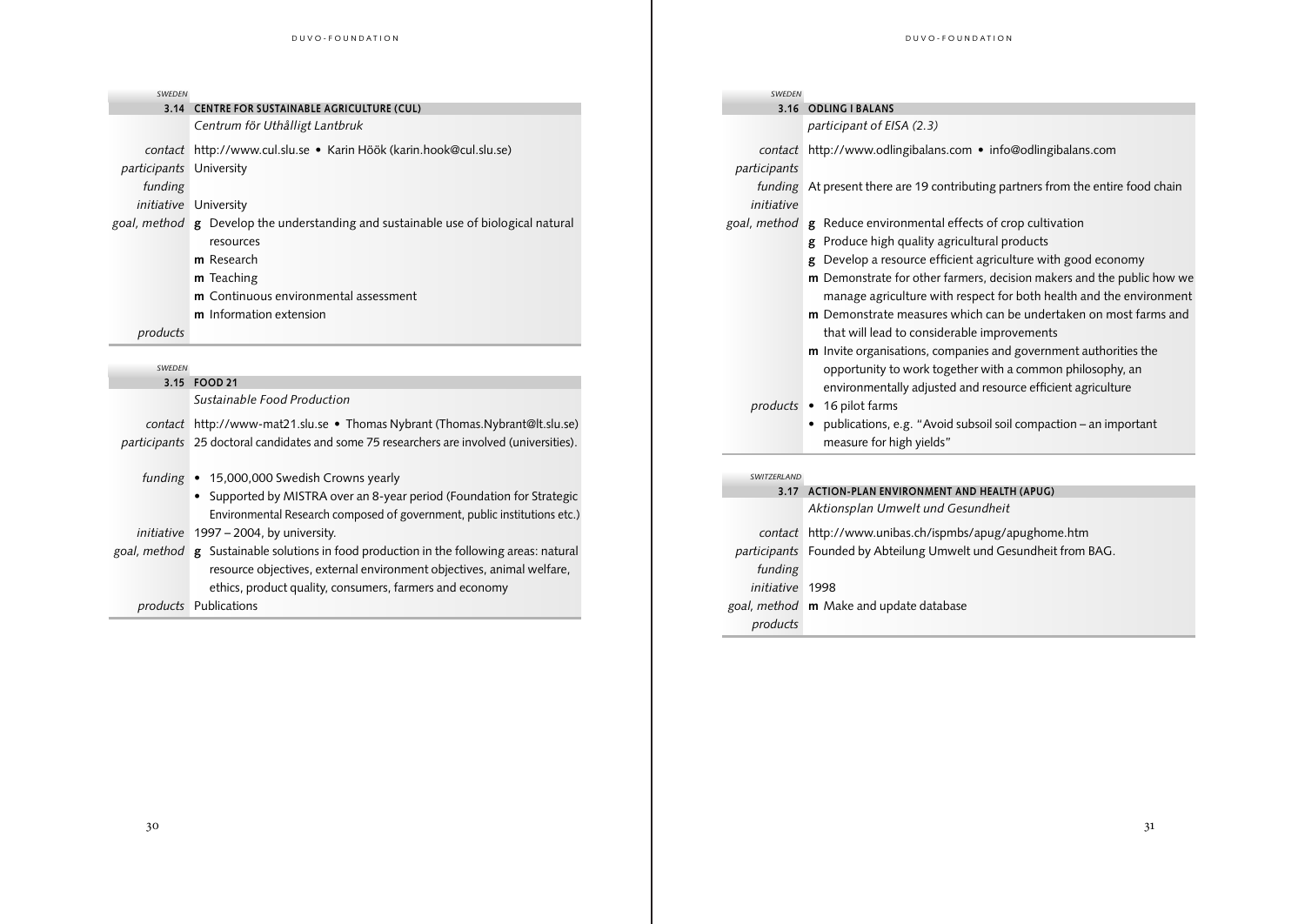SWEDEN

### 3.14 CENTRE FOR SUSTAINABLE AGRICULTURE (CUL)

*Centrum för Uthålligt Lantbruk*

| | |
|---|---|
| *contact* | http://www.cul.slu.se • Karin Höök (karin.hook@cul.slu.se) |
| *participants* | University |
| *funding* | |
| *initiative* | University |
| *goal, method* | **g** Develop the understanding and sustainable use of biological natural resources<br>**m** Research<br>**m** Teaching<br>**m** Continuous environmental assessment<br>**m** Information extension |
| *products* | |

SWEDEN

### 3.15 FOOD 21

*Sustainable Food Production*

| | |
|---|---|
| *contact* | http://www-mat21.slu.se • Thomas Nybrant (Thomas.Nybrant@lt.slu.se) |
| *participants* | 25 doctoral candidates and some 75 researchers are involved (universities). |
| *funding* | • 15,000,000 Swedish Crowns yearly<br>• Supported by MISTRA over an 8-year period (Foundation for Strategic Environmental Research composed of government, public institutions etc.) |
| *initiative* | 1997 – 2004, by university. |
| *goal, method* | **g** Sustainable solutions in food production in the following areas: natural resource objectives, external environment objectives, animal welfare, ethics, product quality, consumers, farmers and economy |
| *products* | Publications |

SWEDEN

### 3.16 ODLING I BALANS

*participant of EISA (2.3)*

| | |
|---|---|
| *contact* | http://www.odlingibalans.com • info@odlingibalans.com |
| *participants* | |
| *funding* | At present there are 19 contributing partners from the entire food chain |
| *initiative* | |
| *goal, method* | **g** Reduce environmental effects of crop cultivation<br>**g** Produce high quality agricultural products<br>**g** Develop a resource efficient agriculture with good economy<br>**m** Demonstrate for other farmers, decision makers and the public how we manage agriculture with respect for both health and the environment<br>**m** Demonstrate measures which can be undertaken on most farms and that will lead to considerable improvements<br>**m** Invite organisations, companies and government authorities the opportunity to work together with a common philosophy, an environmentally adjusted and resource efficient agriculture |
| *products* | • 16 pilot farms<br>• publications, e.g. "Avoid subsoil soil compaction – an important measure for high yields" |

SWITZERLAND

### 3.17 ACTION-PLAN ENVIRONMENT AND HEALTH (APUG)

*Aktionsplan Umwelt und Gesundheit*

| | |
|---|---|
| *contact* | http://www.unibas.ch/ispmbs/apug/apughome.htm |
| *participants* | Founded by Abteilung Umwelt und Gesundheit from BAG. |
| *funding* | |
| *initiative* | 1998 |
| *goal, method* | **m** Make and update database |
| *products* | |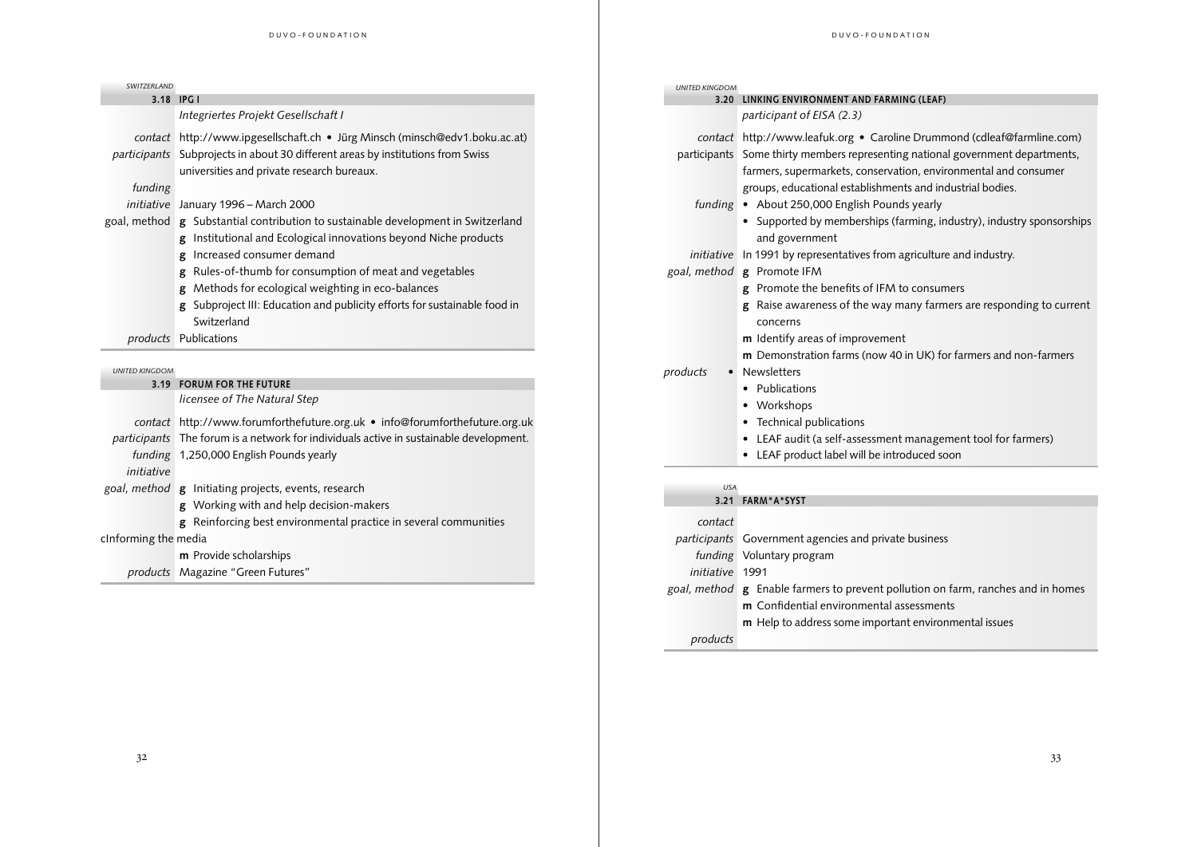SWITZERLAND

### 3.18 IPG I

*Integriertes Projekt Gesellschaft I*

| | |
|---|---|
| *contact* | http://www.ipgesellschaft.ch • Jürg Minsch (minsch@edv1.boku.ac.at) |
| *participants* | Subprojects in about 30 different areas by institutions from Swiss universities and private research bureaux. |
| *funding* | |
| *initiative* | January 1996 – March 2000 |
| goal, method | **g** Substantial contribution to sustainable development in Switzerland<br>**g** Institutional and Ecological innovations beyond Niche products<br>**g** Increased consumer demand<br>**g** Rules-of-thumb for consumption of meat and vegetables<br>**g** Methods for ecological weighting in eco-balances<br>**g** Subproject III: Education and publicity efforts for sustainable food in Switzerland |
| *products* | Publications |

UNITED KINGDOM

### 3.19 FORUM FOR THE FUTURE

*licensee of The Natural Step*

| | |
|---|---|
| *contact* | http://www.forumforthefuture.org.uk • info@forumforthefuture.org.uk |
| *participants* | The forum is a network for individuals active in sustainable development. |
| *funding* | 1,250,000 English Pounds yearly |
| *initiative* | |
| *goal, method* | **g** Initiating projects, events, research<br>**g** Working with and help decision-makers<br>**g** Reinforcing best environmental practice in several communities<br>cInforming the media<br>**m** Provide scholarships |
| *products* | Magazine "Green Futures" |

UNITED KINGDOM

### 3.20 LINKING ENVIRONMENT AND FARMING (LEAF)

*participant of EISA (2.3)*

| | |
|---|---|
| *contact* | http://www.leafuk.org • Caroline Drummond (cdleaf@farmline.com) |
| participants | Some thirty members representing national government departments, farmers, supermarkets, conservation, environmental and consumer groups, educational establishments and industrial bodies. |
| *funding* | • About 250,000 English Pounds yearly<br>• Supported by memberships (farming, industry), industry sponsorships and government |
| *initiative* | In 1991 by representatives from agriculture and industry. |
| *goal, method* | **g** Promote IFM<br>**g** Promote the benefits of IFM to consumers<br>**g** Raise awareness of the way many farmers are responding to current concerns<br>**m** Identify areas of improvement<br>**m** Demonstration farms (now 40 in UK) for farmers and non-farmers |
| *products* | • Newsletters<br>• Publications<br>• Workshops<br>• Technical publications<br>• LEAF audit (a self-assessment management tool for farmers)<br>• LEAF product label will be introduced soon |

USA

### 3.21 FARM*A*SYST

| | |
|---|---|
| *contact* | |
| *participants* | Government agencies and private business |
| *funding* | Voluntary program |
| *initiative* | 1991 |
| *goal, method* | **g** Enable farmers to prevent pollution on farm, ranches and in homes<br>**m** Confidential environmental assessments<br>**m** Help to address some important environmental issues |
| *products* | |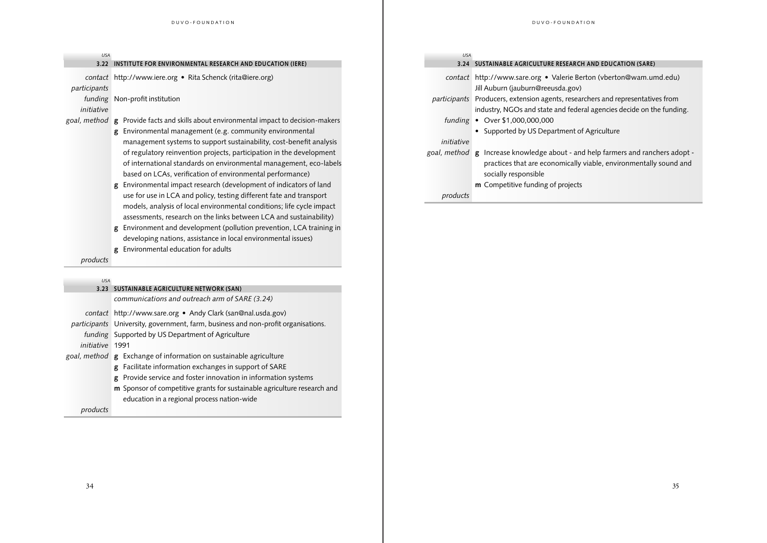USA

### 3.22 INSTITUTE FOR ENVIRONMENTAL RESEARCH AND EDUCATION (IERE)

| | |
|---|---|
| *contact* | http://www.iere.org • Rita Schenck (rita@iere.org) |
| *participants* | |
| *funding* | Non-profit institution |
| *initiative* | |
| *goal, method* | **g** Provide facts and skills about environmental impact to decision-makers<br>**g** Environmental management (e.g. community environmental management systems to support sustainability, cost-benefit analysis of regulatory reinvention projects, participation in the development of international standards on environmental management, eco-labels based on LCAs, verification of environmental performance)<br>**g** Environmental impact research (development of indicators of land use for use in LCA and policy, testing different fate and transport models, analysis of local environmental conditions; life cycle impact assessments, research on the links between LCA and sustainability)<br>**g** Environment and development (pollution prevention, LCA training in developing nations, assistance in local environmental issues)<br>**g** Environmental education for adults |
| *products* | |

USA

### 3.23 SUSTAINABLE AGRICULTURE NETWORK (SAN)

*communications and outreach arm of SARE (3.24)*

| | |
|---|---|
| *contact* | http://www.sare.org • Andy Clark (san@nal.usda.gov) |
| *participants* | University, government, farm, business and non-profit organisations. |
| *funding* | Supported by US Department of Agriculture |
| *initiative* | 1991 |
| *goal, method* | **g** Exchange of information on sustainable agriculture<br>**g** Facilitate information exchanges in support of SARE<br>**g** Provide service and foster innovation in information systems<br>**m** Sponsor of competitive grants for sustainable agriculture research and education in a regional process nation-wide |
| *products* | |

USA

### 3.24 SUSTAINABLE AGRICULTURE RESEARCH AND EDUCATION (SARE)

| | |
|---|---|
| *contact* | http://www.sare.org • Valerie Berton (vberton@wam.umd.edu)<br>Jill Auburn (jauburn@reeusda.gov) |
| *participants* | Producers, extension agents, researchers and representatives from industry, NGOs and state and federal agencies decide on the funding. |
| *funding* | • Over $1,000,000,000<br>• Supported by US Department of Agriculture |
| *initiative* | |
| *goal, method* | **g** Increase knowledge about - and help farmers and ranchers adopt - practices that are economically viable, environmentally sound and socially responsible<br>**m** Competitive funding of projects |
| *products* | |